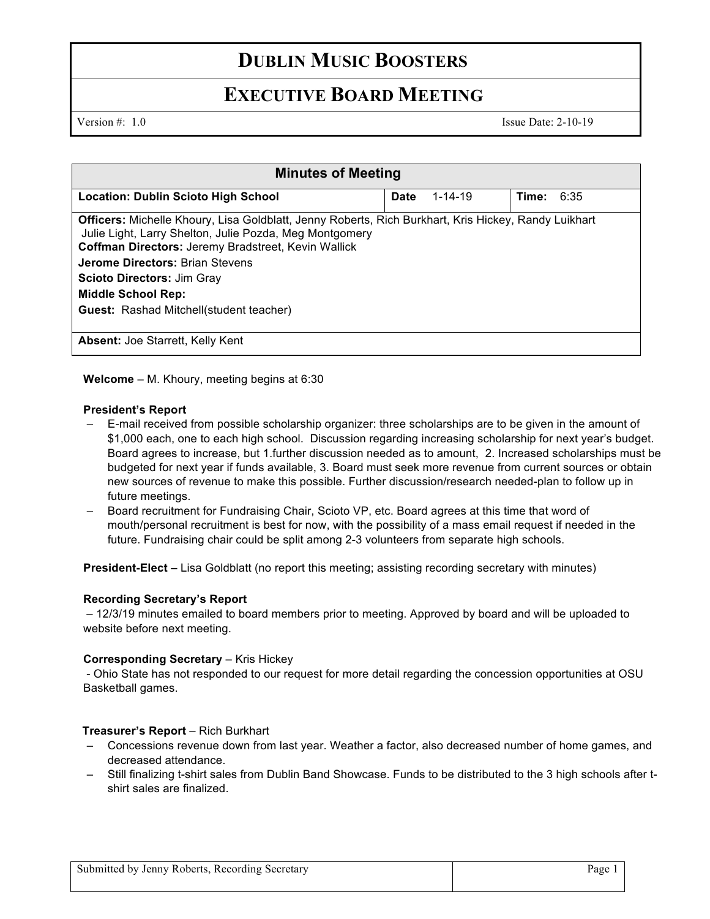# DUBLIN MUSIC BOOSTERS

## EXECUTIVE BOARD MEETING

Version #: 1.0 Issue Date: 2-10-19

| Minutes of Meeting | | |
|---|---|---|
| **Location: Dublin Scioto High School** | **Date** 1-14-19 | **Time:** 6:35 |
| **Officers:** Michelle Khoury, Lisa Goldblatt, Jenny Roberts, Rich Burkhart, Kris Hickey, Randy Luikhart Julie Light, Larry Shelton, Julie Pozda, Meg Montgomery<br>**Coffman Directors:** Jeremy Bradstreet, Kevin Wallick<br>**Jerome Directors:** Brian Stevens<br>**Scioto Directors:** Jim Gray<br>**Middle School Rep:**<br>**Guest:** Rashad Mitchell(student teacher) | | |
| **Absent:** Joe Starrett, Kelly Kent | | |

**Welcome** – M. Khoury, meeting begins at 6:30

**President's Report**

- E-mail received from possible scholarship organizer: three scholarships are to be given in the amount of $1,000 each, one to each high school. Discussion regarding increasing scholarship for next year's budget. Board agrees to increase, but 1.further discussion needed as to amount, 2. Increased scholarships must be budgeted for next year if funds available, 3. Board must seek more revenue from current sources or obtain new sources of revenue to make this possible. Further discussion/research needed-plan to follow up in future meetings.
- Board recruitment for Fundraising Chair, Scioto VP, etc. Board agrees at this time that word of mouth/personal recruitment is best for now, with the possibility of a mass email request if needed in the future. Fundraising chair could be split among 2-3 volunteers from separate high schools.

**President-Elect –** Lisa Goldblatt (no report this meeting; assisting recording secretary with minutes)

**Recording Secretary's Report**

– 12/3/19 minutes emailed to board members prior to meeting. Approved by board and will be uploaded to website before next meeting.

**Corresponding Secretary** – Kris Hickey

- Ohio State has not responded to our request for more detail regarding the concession opportunities at OSU Basketball games.

**Treasurer's Report** – Rich Burkhart

- Concessions revenue down from last year. Weather a factor, also decreased number of home games, and decreased attendance.
- Still finalizing t-shirt sales from Dublin Band Showcase. Funds to be distributed to the 3 high schools after t-shirt sales are finalized.

Submitted by Jenny Roberts, Recording Secretary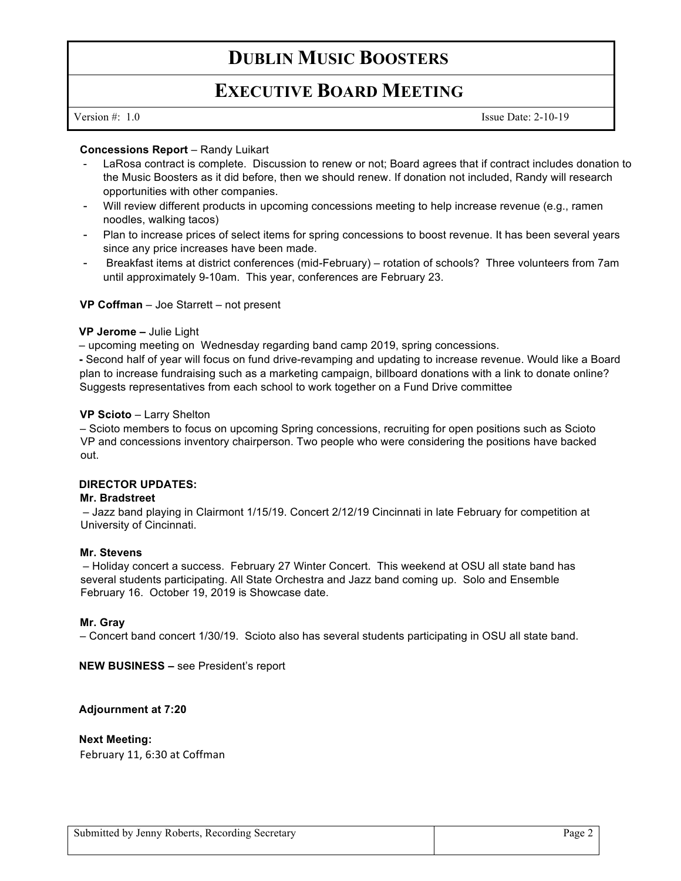**Concessions Report** – Randy Luikart

- LaRosa contract is complete. Discussion to renew or not; Board agrees that if contract includes donation to the Music Boosters as it did before, then we should renew. If donation not included, Randy will research opportunities with other companies.
- Will review different products in upcoming concessions meeting to help increase revenue (e.g., ramen noodles, walking tacos)
- Plan to increase prices of select items for spring concessions to boost revenue. It has been several years since any price increases have been made.
- Breakfast items at district conferences (mid-February) – rotation of schools? Three volunteers from 7am until approximately 9-10am. This year, conferences are February 23.

**VP Coffman** – Joe Starrett – not present

**VP Jerome –** Julie Light

– upcoming meeting on Wednesday regarding band camp 2019, spring concessions.

**-** Second half of year will focus on fund drive-revamping and updating to increase revenue. Would like a Board plan to increase fundraising such as a marketing campaign, billboard donations with a link to donate online? Suggests representatives from each school to work together on a Fund Drive committee

**VP Scioto** – Larry Shelton

– Scioto members to focus on upcoming Spring concessions, recruiting for open positions such as Scioto VP and concessions inventory chairperson. Two people who were considering the positions have backed out.

**DIRECTOR UPDATES:**

**Mr. Bradstreet**

– Jazz band playing in Clairmont 1/15/19. Concert 2/12/19 Cincinnati in late February for competition at University of Cincinnati.

**Mr. Stevens**

– Holiday concert a success. February 27 Winter Concert. This weekend at OSU all state band has several students participating. All State Orchestra and Jazz band coming up. Solo and Ensemble February 16. October 19, 2019 is Showcase date.

**Mr. Gray**

– Concert band concert 1/30/19. Scioto also has several students participating in OSU all state band.

**NEW BUSINESS –** see President's report

**Adjournment at 7:20**

**Next Meeting:**

February 11, 6:30 at Coffman